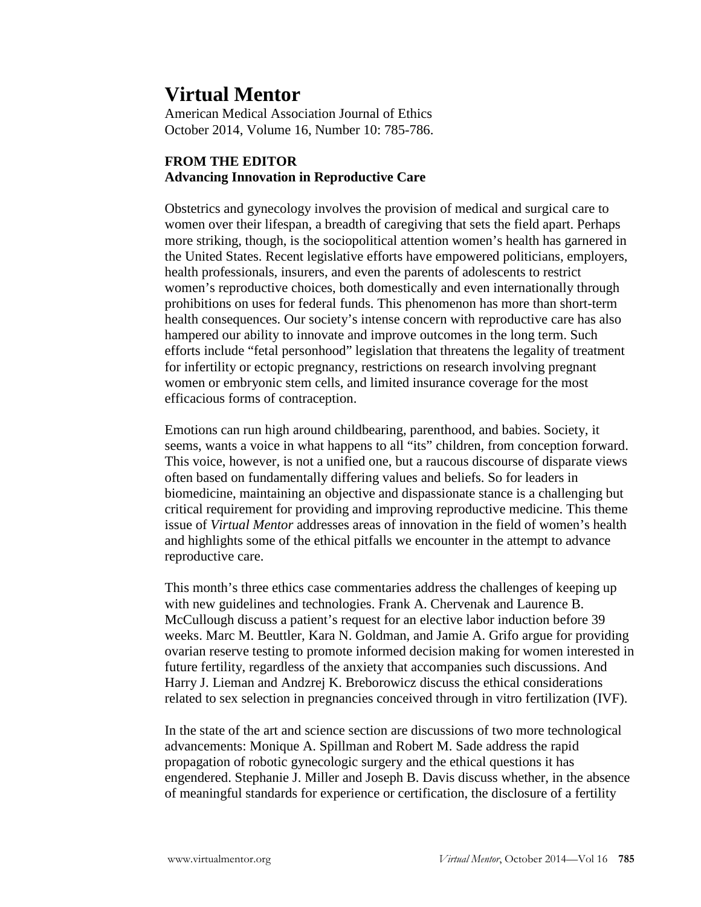# Virtual Mentor

American Medical Association Journal of Ethics
October 2014, Volume 16, Number 10: 785-786.

**FROM THE EDITOR**
**Advancing Innovation in Reproductive Care**

Obstetrics and gynecology involves the provision of medical and surgical care to women over their lifespan, a breadth of caregiving that sets the field apart. Perhaps more striking, though, is the sociopolitical attention women's health has garnered in the United States. Recent legislative efforts have empowered politicians, employers, health professionals, insurers, and even the parents of adolescents to restrict women's reproductive choices, both domestically and even internationally through prohibitions on uses for federal funds. This phenomenon has more than short-term health consequences. Our society's intense concern with reproductive care has also hampered our ability to innovate and improve outcomes in the long term. Such efforts include "fetal personhood" legislation that threatens the legality of treatment for infertility or ectopic pregnancy, restrictions on research involving pregnant women or embryonic stem cells, and limited insurance coverage for the most efficacious forms of contraception.

Emotions can run high around childbearing, parenthood, and babies. Society, it seems, wants a voice in what happens to all "its" children, from conception forward. This voice, however, is not a unified one, but a raucous discourse of disparate views often based on fundamentally differing values and beliefs. So for leaders in biomedicine, maintaining an objective and dispassionate stance is a challenging but critical requirement for providing and improving reproductive medicine. This theme issue of *Virtual Mentor* addresses areas of innovation in the field of women's health and highlights some of the ethical pitfalls we encounter in the attempt to advance reproductive care.

This month's three ethics case commentaries address the challenges of keeping up with new guidelines and technologies. Frank A. Chervenak and Laurence B. McCullough discuss a patient's request for an elective labor induction before 39 weeks. Marc M. Beuttler, Kara N. Goldman, and Jamie A. Grifo argue for providing ovarian reserve testing to promote informed decision making for women interested in future fertility, regardless of the anxiety that accompanies such discussions. And Harry J. Lieman and Andzrej K. Breborowicz discuss the ethical considerations related to sex selection in pregnancies conceived through in vitro fertilization (IVF).

In the state of the art and science section are discussions of two more technological advancements: Monique A. Spillman and Robert M. Sade address the rapid propagation of robotic gynecologic surgery and the ethical questions it has engendered. Stephanie J. Miller and Joseph B. Davis discuss whether, in the absence of meaningful standards for experience or certification, the disclosure of a fertility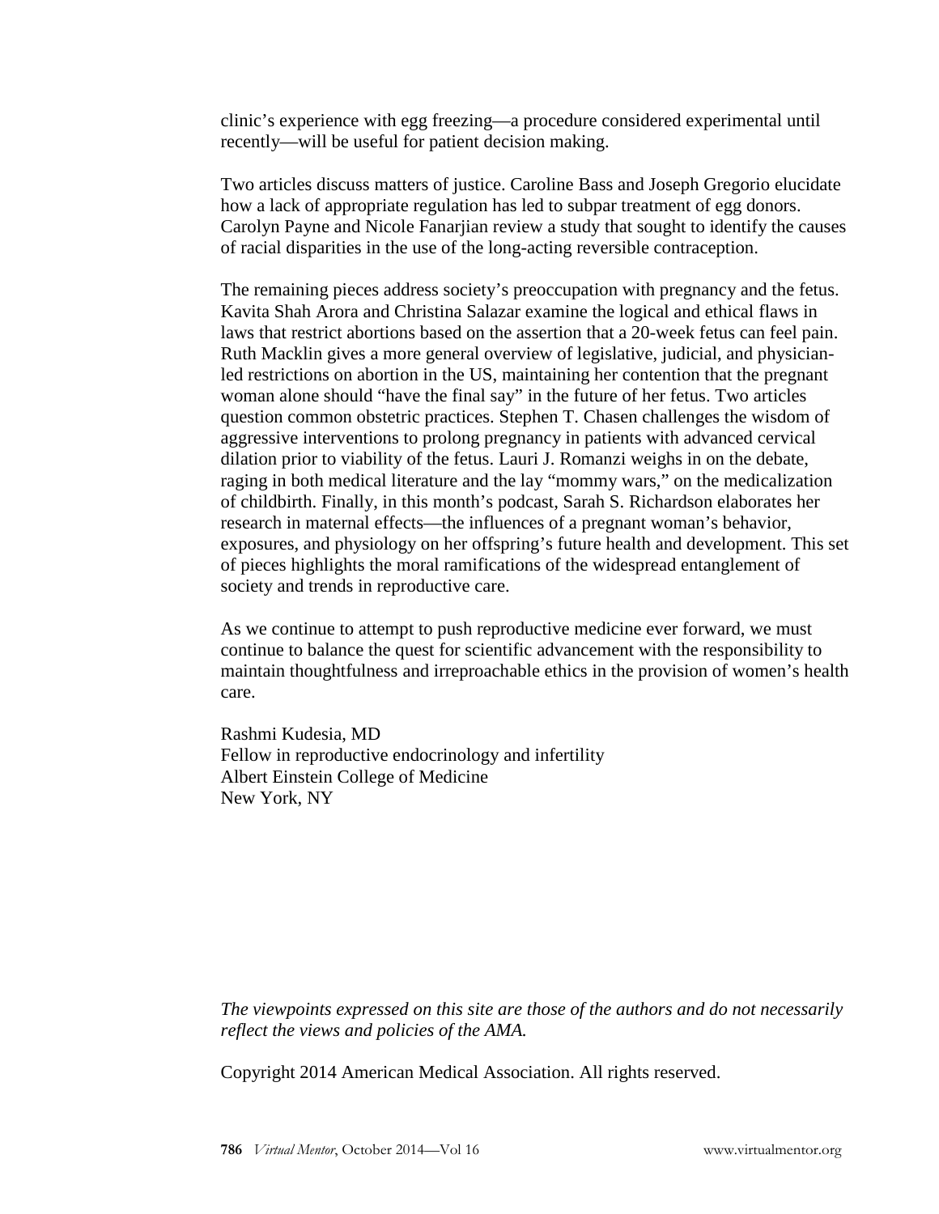clinic's experience with egg freezing—a procedure considered experimental until recently—will be useful for patient decision making.

Two articles discuss matters of justice. Caroline Bass and Joseph Gregorio elucidate how a lack of appropriate regulation has led to subpar treatment of egg donors. Carolyn Payne and Nicole Fanarjian review a study that sought to identify the causes of racial disparities in the use of the long-acting reversible contraception.

The remaining pieces address society's preoccupation with pregnancy and the fetus. Kavita Shah Arora and Christina Salazar examine the logical and ethical flaws in laws that restrict abortions based on the assertion that a 20-week fetus can feel pain. Ruth Macklin gives a more general overview of legislative, judicial, and physician-led restrictions on abortion in the US, maintaining her contention that the pregnant woman alone should "have the final say" in the future of her fetus. Two articles question common obstetric practices. Stephen T. Chasen challenges the wisdom of aggressive interventions to prolong pregnancy in patients with advanced cervical dilation prior to viability of the fetus. Lauri J. Romanzi weighs in on the debate, raging in both medical literature and the lay "mommy wars," on the medicalization of childbirth. Finally, in this month's podcast, Sarah S. Richardson elaborates her research in maternal effects—the influences of a pregnant woman's behavior, exposures, and physiology on her offspring's future health and development. This set of pieces highlights the moral ramifications of the widespread entanglement of society and trends in reproductive care.

As we continue to attempt to push reproductive medicine ever forward, we must continue to balance the quest for scientific advancement with the responsibility to maintain thoughtfulness and irreproachable ethics in the provision of women's health care.

Rashmi Kudesia, MD
Fellow in reproductive endocrinology and infertility
Albert Einstein College of Medicine
New York, NY

*The viewpoints expressed on this site are those of the authors and do not necessarily reflect the views and policies of the AMA.*

Copyright 2014 American Medical Association. All rights reserved.